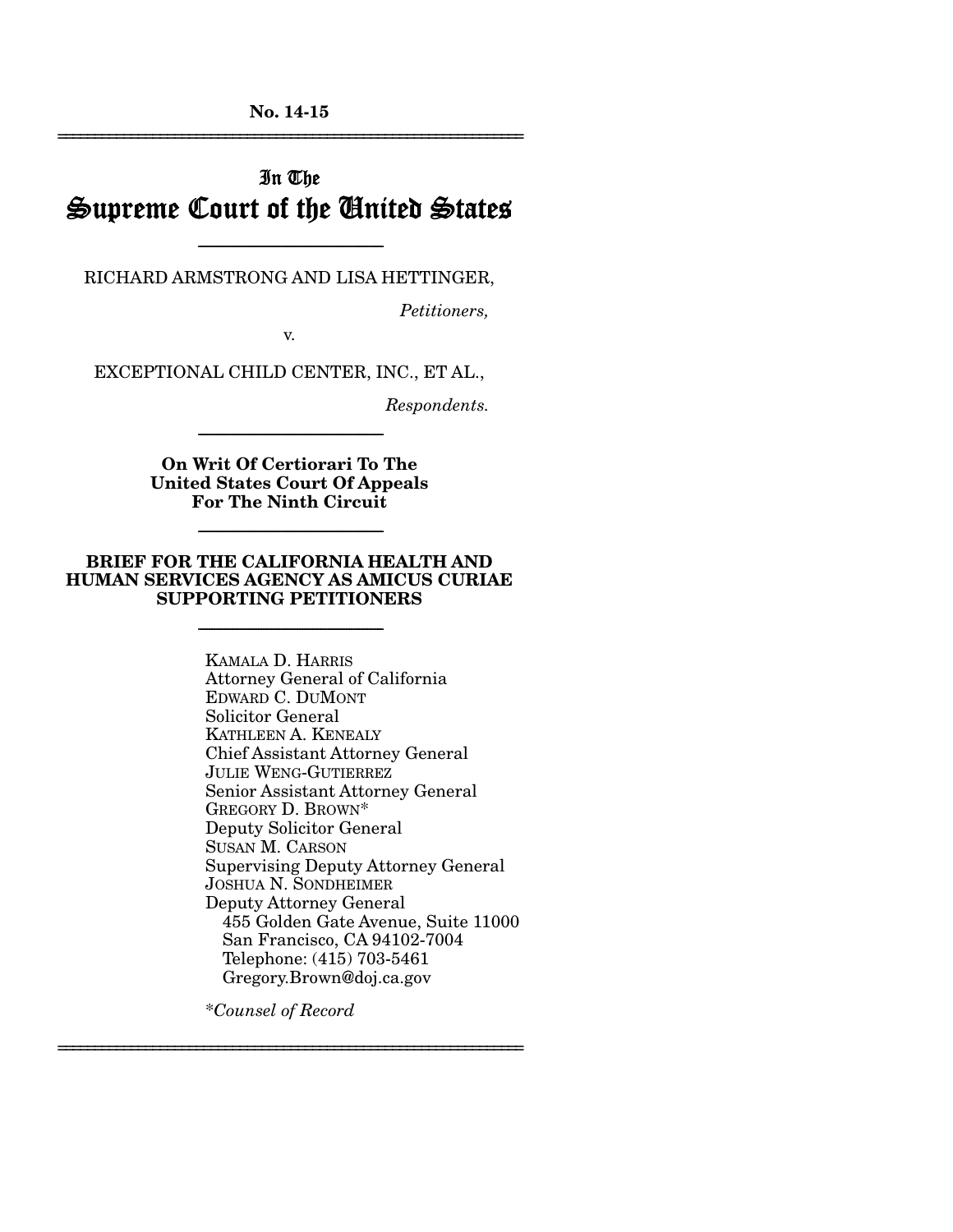**No. 14-15**

---

In The

# Supreme Court of the United States

---

RICHARD ARMSTRONG AND LISA HETTINGER,

*Petitioners,*

v.

EXCEPTIONAL CHILD CENTER, INC., ET AL.,

*Respondents.*

---

**On Writ Of Certiorari To The United States Court Of Appeals For The Ninth Circuit**

---

**BRIEF FOR THE CALIFORNIA HEALTH AND HUMAN SERVICES AGENCY AS AMICUS CURIAE SUPPORTING PETITIONERS**

---

KAMALA D. HARRIS
Attorney General of California
EDWARD C. DUMONT
Solicitor General
KATHLEEN A. KENEALY
Chief Assistant Attorney General
JULIE WENG-GUTIERREZ
Senior Assistant Attorney General
GREGORY D. BROWN*
Deputy Solicitor General
SUSAN M. CARSON
Supervising Deputy Attorney General
JOSHUA N. SONDHEIMER
Deputy Attorney General
455 Golden Gate Avenue, Suite 11000
San Francisco, CA 94102-7004
Telephone: (415) 703-5461
Gregory.Brown@doj.ca.gov

*\*Counsel of Record*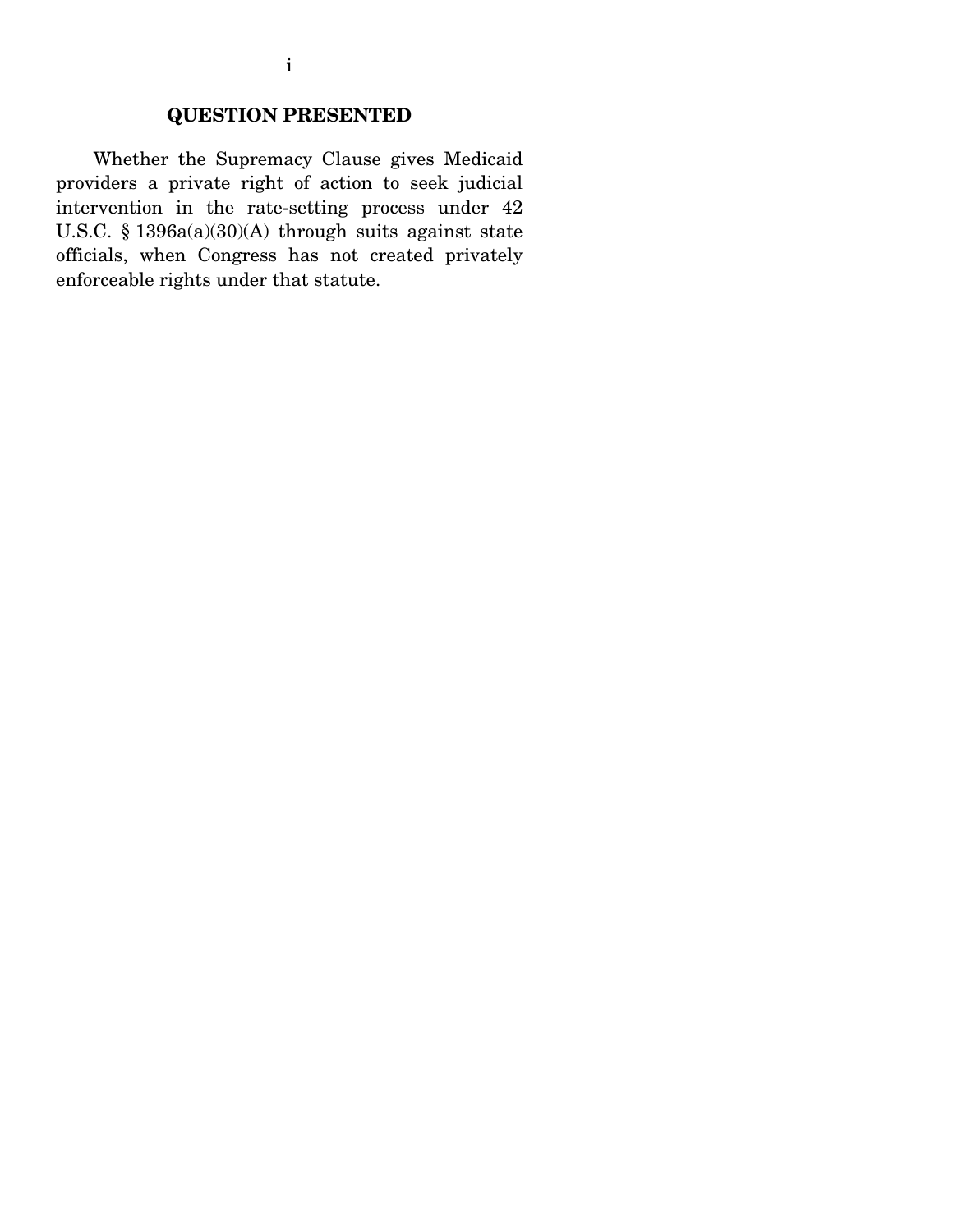## QUESTION PRESENTED

Whether the Supremacy Clause gives Medicaid providers a private right of action to seek judicial intervention in the rate-setting process under 42 U.S.C. § 1396a(a)(30)(A) through suits against state officials, when Congress has not created privately enforceable rights under that statute.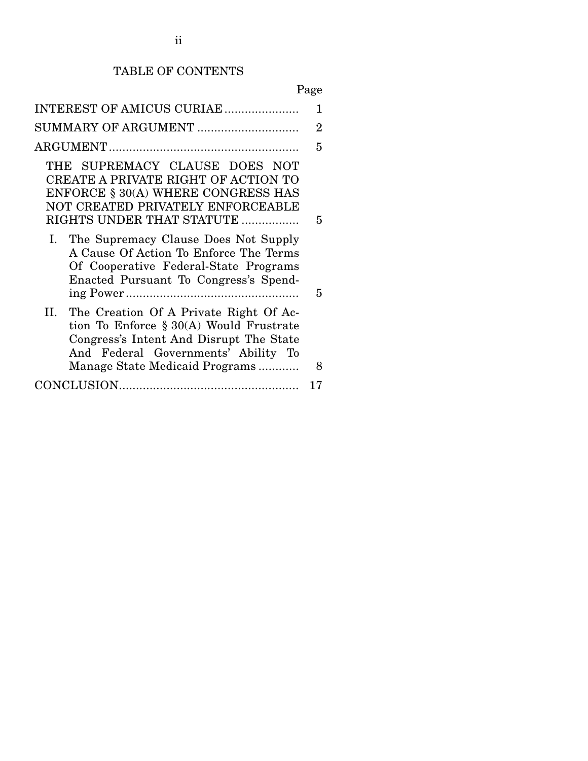# TABLE OF CONTENTS

| | Page |
|---|---|
| INTEREST OF AMICUS CURIAE | 1 |
| SUMMARY OF ARGUMENT | 2 |
| ARGUMENT | 5 |
| THE SUPREMACY CLAUSE DOES NOT CREATE A PRIVATE RIGHT OF ACTION TO ENFORCE § 30(A) WHERE CONGRESS HAS NOT CREATED PRIVATELY ENFORCEABLE RIGHTS UNDER THAT STATUTE | 5 |
| I. The Supremacy Clause Does Not Supply A Cause Of Action To Enforce The Terms Of Cooperative Federal-State Programs Enacted Pursuant To Congress's Spending Power | 5 |
| II. The Creation Of A Private Right Of Action To Enforce § 30(A) Would Frustrate Congress's Intent And Disrupt The State And Federal Governments' Ability To Manage State Medicaid Programs | 8 |
| CONCLUSION | 17 |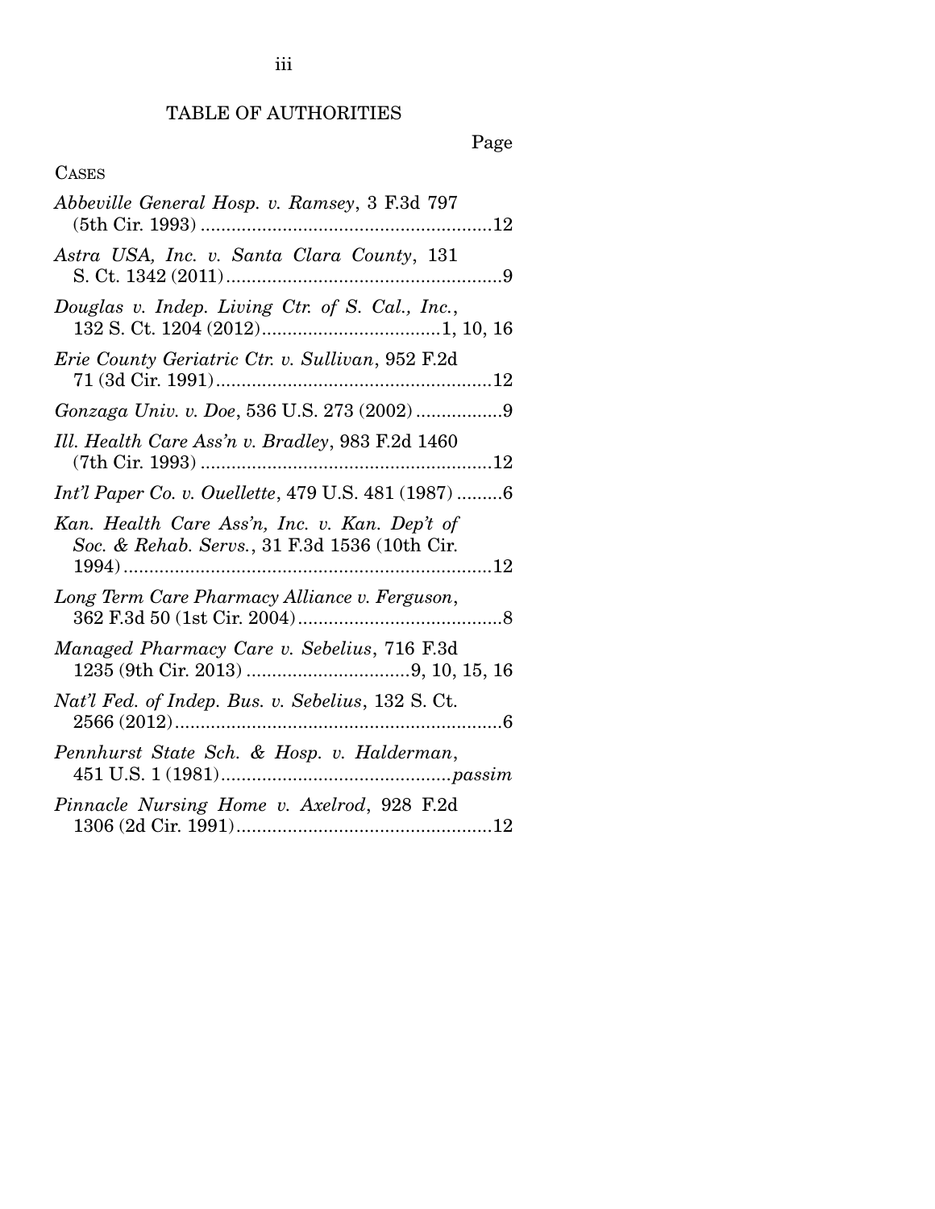# TABLE OF AUTHORITIES

Page

CASES

*Abbeville General Hosp. v. Ramsey*, 3 F.3d 797 (5th Cir. 1993) ........................................................12

*Astra USA, Inc. v. Santa Clara County*, 131 S. Ct. 1342 (2011) ......................................................9

*Douglas v. Indep. Living Ctr. of S. Cal., Inc.*, 132 S. Ct. 1204 (2012) ..................................1, 10, 16

*Erie County Geriatric Ctr. v. Sullivan*, 952 F.2d 71 (3d Cir. 1991) ......................................................12

*Gonzaga Univ. v. Doe*, 536 U.S. 273 (2002) ................9

*Ill. Health Care Ass'n v. Bradley*, 983 F.2d 1460 (7th Cir. 1993) ........................................................12

*Int'l Paper Co. v. Ouellette*, 479 U.S. 481 (1987) .........6

*Kan. Health Care Ass'n, Inc. v. Kan. Dep't of Soc. & Rehab. Servs.*, 31 F.3d 1536 (10th Cir. 1994) ........................................................................12

*Long Term Care Pharmacy Alliance v. Ferguson*, 362 F.3d 50 (1st Cir. 2004) ........................................8

*Managed Pharmacy Care v. Sebelius*, 716 F.3d 1235 (9th Cir. 2013) ................................9, 10, 15, 16

*Nat'l Fed. of Indep. Bus. v. Sebelius*, 132 S. Ct. 2566 (2012) ................................................................6

*Pennhurst State Sch. & Hosp. v. Halderman*, 451 U.S. 1 (1981) ............................................*passim*

*Pinnacle Nursing Home v. Axelrod*, 928 F.2d 1306 (2d Cir. 1991) ..................................................12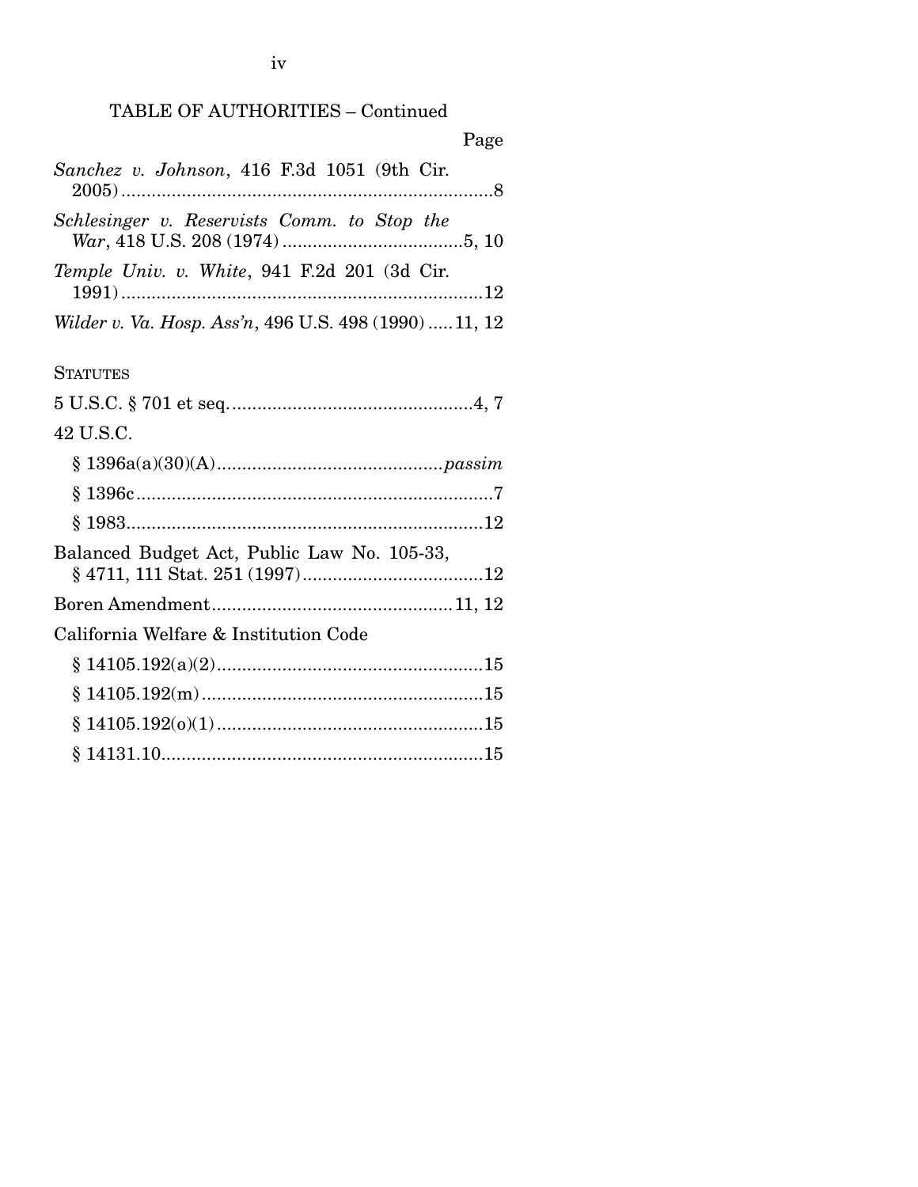TABLE OF AUTHORITIES – Continued

Page

*Sanchez v. Johnson*, 416 F.3d 1051 (9th Cir. 2005) .......... 8

*Schlesinger v. Reservists Comm. to Stop the War*, 418 U.S. 208 (1974) .......... 5, 10

*Temple Univ. v. White*, 941 F.2d 201 (3d Cir. 1991) .......... 12

*Wilder v. Va. Hosp. Ass'n*, 496 U.S. 498 (1990) .......... 11, 12

STATUTES

5 U.S.C. § 701 et seq. .......... 4, 7

42 U.S.C.

§ 1396a(a)(30)(A) .......... *passim*

§ 1396c .......... 7

§ 1983 .......... 12

Balanced Budget Act, Public Law No. 105-33, § 4711, 111 Stat. 251 (1997) .......... 12

Boren Amendment .......... 11, 12

California Welfare & Institution Code

§ 14105.192(a)(2) .......... 15

§ 14105.192(m) .......... 15

§ 14105.192(o)(1) .......... 15

§ 14131.10 .......... 15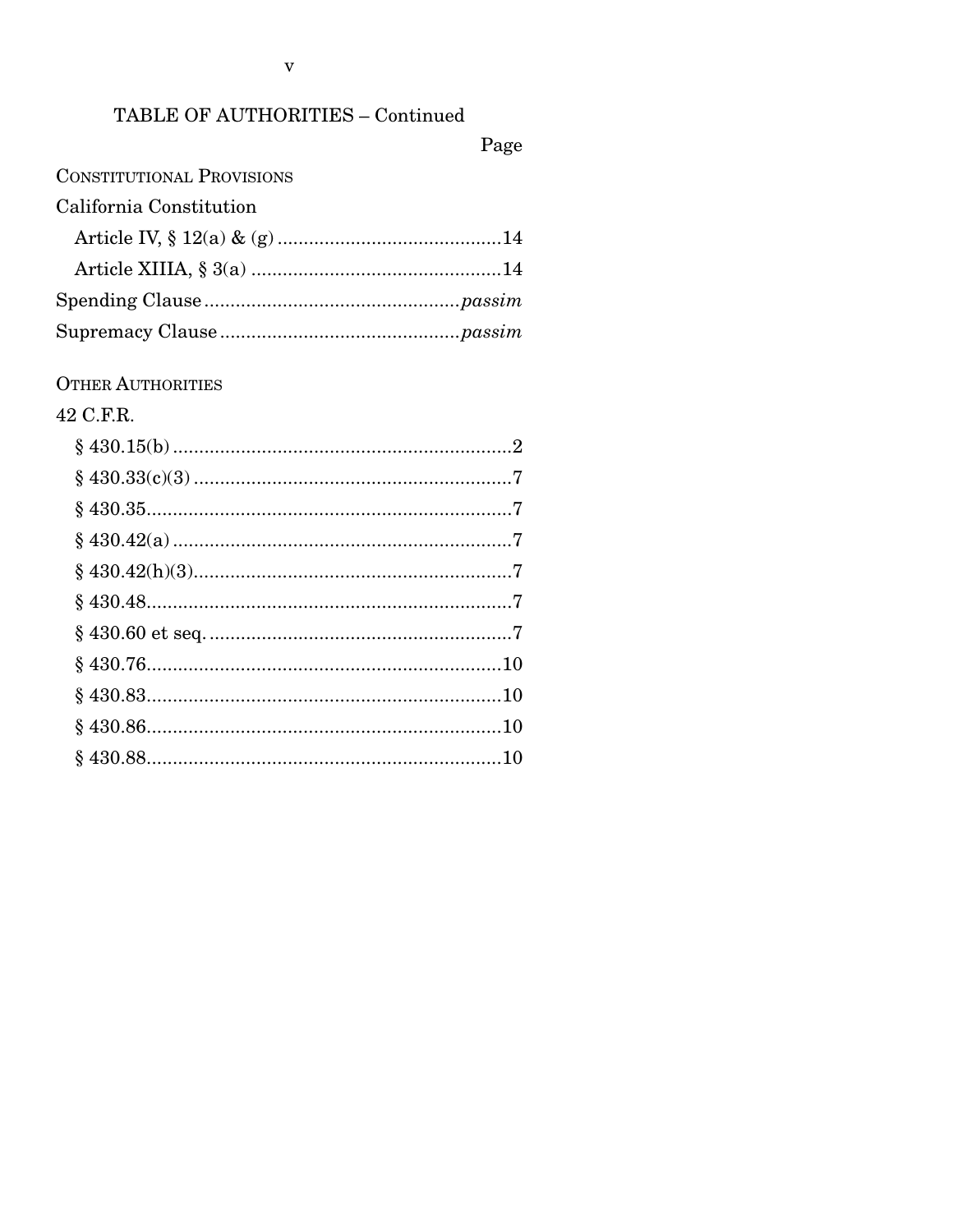TABLE OF AUTHORITIES – Continued

Page

CONSTITUTIONAL PROVISIONS

California Constitution

Article IV, § 12(a) & (g) ..........................................14

Article XIIIA, § 3(a) ...............................................14

Spending Clause ................................................*passim*

Supremacy Clause ............................................*passim*

OTHER AUTHORITIES

42 C.F.R.

§ 430.15(b) ................................................................2

§ 430.33(c)(3) ............................................................7

§ 430.35.....................................................................7

§ 430.42(a) ................................................................7

§ 430.42(h)(3)............................................................7

§ 430.48.....................................................................7

§ 430.60 et seq. .........................................................7

§ 430.76...................................................................10

§ 430.83...................................................................10

§ 430.86...................................................................10

§ 430.88...................................................................10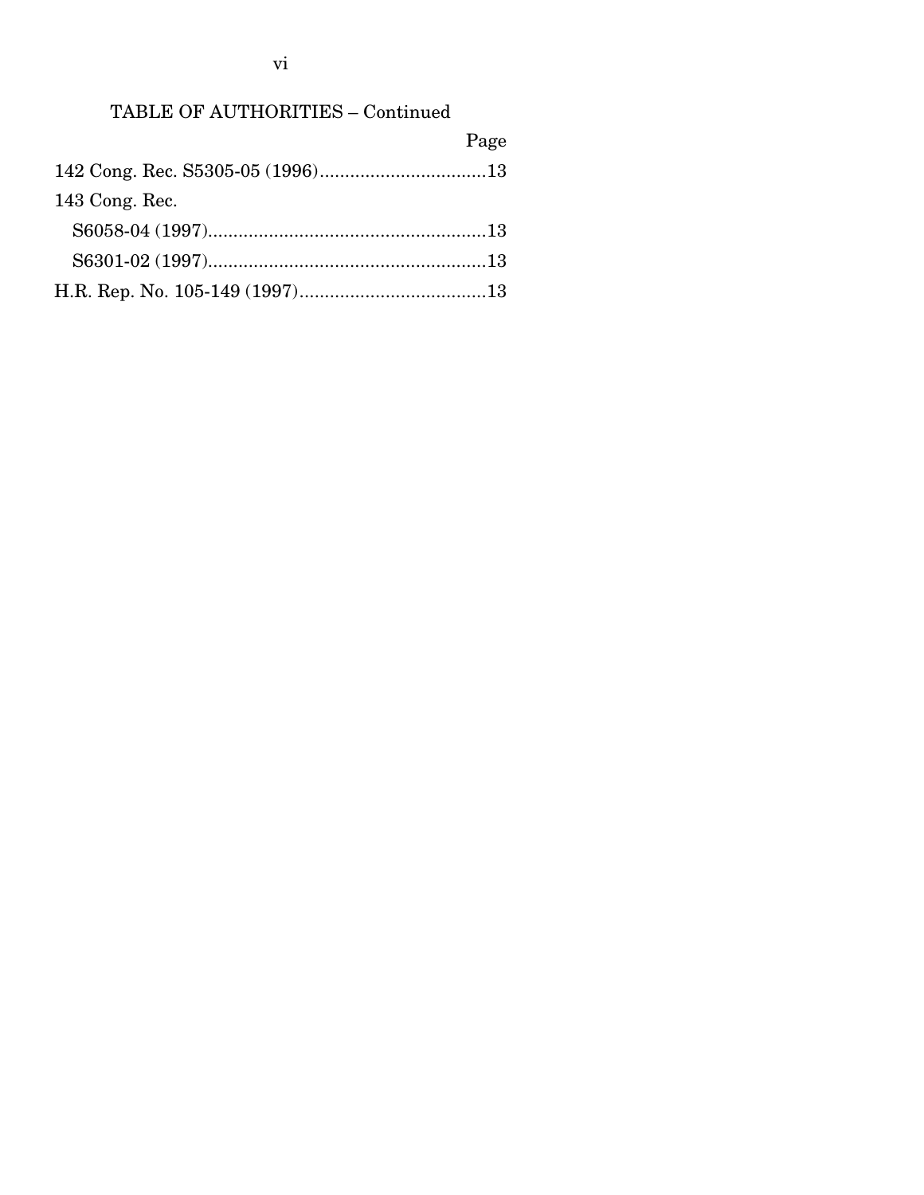TABLE OF AUTHORITIES – Continued

| | Page |
|---|---|
| 142 Cong. Rec. S5305-05 (1996) | 13 |
| 143 Cong. Rec. | |
| S6058-04 (1997) | 13 |
| S6301-02 (1997) | 13 |
| H.R. Rep. No. 105-149 (1997) | 13 |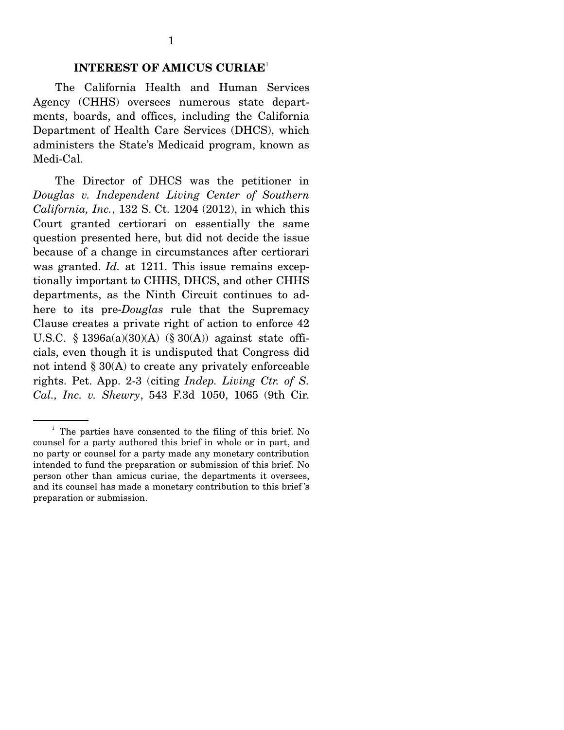## INTEREST OF AMICUS CURIAE[1]

The California Health and Human Services Agency (CHHS) oversees numerous state departments, boards, and offices, including the California Department of Health Care Services (DHCS), which administers the State's Medicaid program, known as Medi-Cal.

The Director of DHCS was the petitioner in *Douglas v. Independent Living Center of Southern California, Inc.*, 132 S. Ct. 1204 (2012), in which this Court granted certiorari on essentially the same question presented here, but did not decide the issue because of a change in circumstances after certiorari was granted. *Id.* at 1211. This issue remains exceptionally important to CHHS, DHCS, and other CHHS departments, as the Ninth Circuit continues to adhere to its pre-*Douglas* rule that the Supremacy Clause creates a private right of action to enforce 42 U.S.C. § 1396a(a)(30)(A) (§ 30(A)) against state officials, even though it is undisputed that Congress did not intend § 30(A) to create any privately enforceable rights. Pet. App. 2-3 (citing *Indep. Living Ctr. of S. Cal., Inc. v. Shewry*, 543 F.3d 1050, 1065 (9th Cir.

---

[1] The parties have consented to the filing of this brief. No counsel for a party authored this brief in whole or in part, and no party or counsel for a party made any monetary contribution intended to fund the preparation or submission of this brief. No person other than amicus curiae, the departments it oversees, and its counsel has made a monetary contribution to this brief's preparation or submission.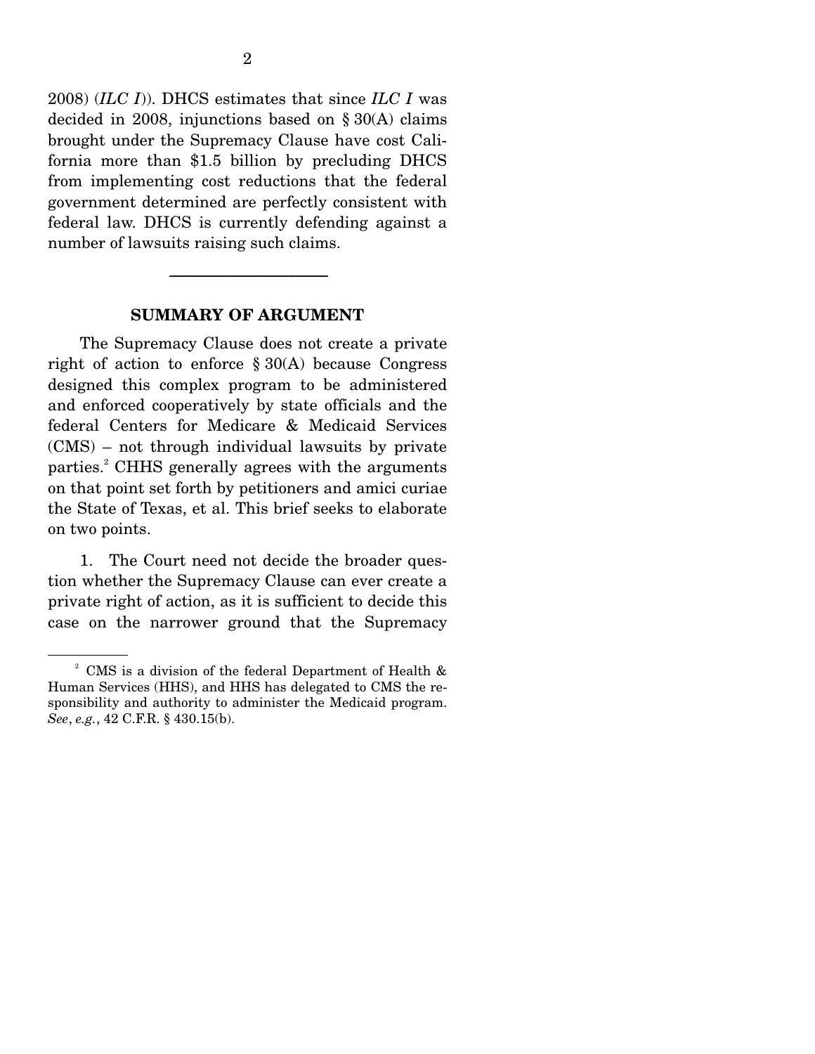2008) (*ILC I*)). DHCS estimates that since *ILC I* was decided in 2008, injunctions based on § 30(A) claims brought under the Supremacy Clause have cost California more than $1.5 billion by precluding DHCS from implementing cost reductions that the federal government determined are perfectly consistent with federal law. DHCS is currently defending against a number of lawsuits raising such claims.

---

## SUMMARY OF ARGUMENT

The Supremacy Clause does not create a private right of action to enforce § 30(A) because Congress designed this complex program to be administered and enforced cooperatively by state officials and the federal Centers for Medicare & Medicaid Services (CMS) – not through individual lawsuits by private parties.[2] CHHS generally agrees with the arguments on that point set forth by petitioners and amici curiae the State of Texas, et al. This brief seeks to elaborate on two points.

1. The Court need not decide the broader question whether the Supremacy Clause can ever create a private right of action, as it is sufficient to decide this case on the narrower ground that the Supremacy

---

[2] CMS is a division of the federal Department of Health & Human Services (HHS), and HHS has delegated to CMS the responsibility and authority to administer the Medicaid program. *See*, *e.g.*, 42 C.F.R. § 430.15(b).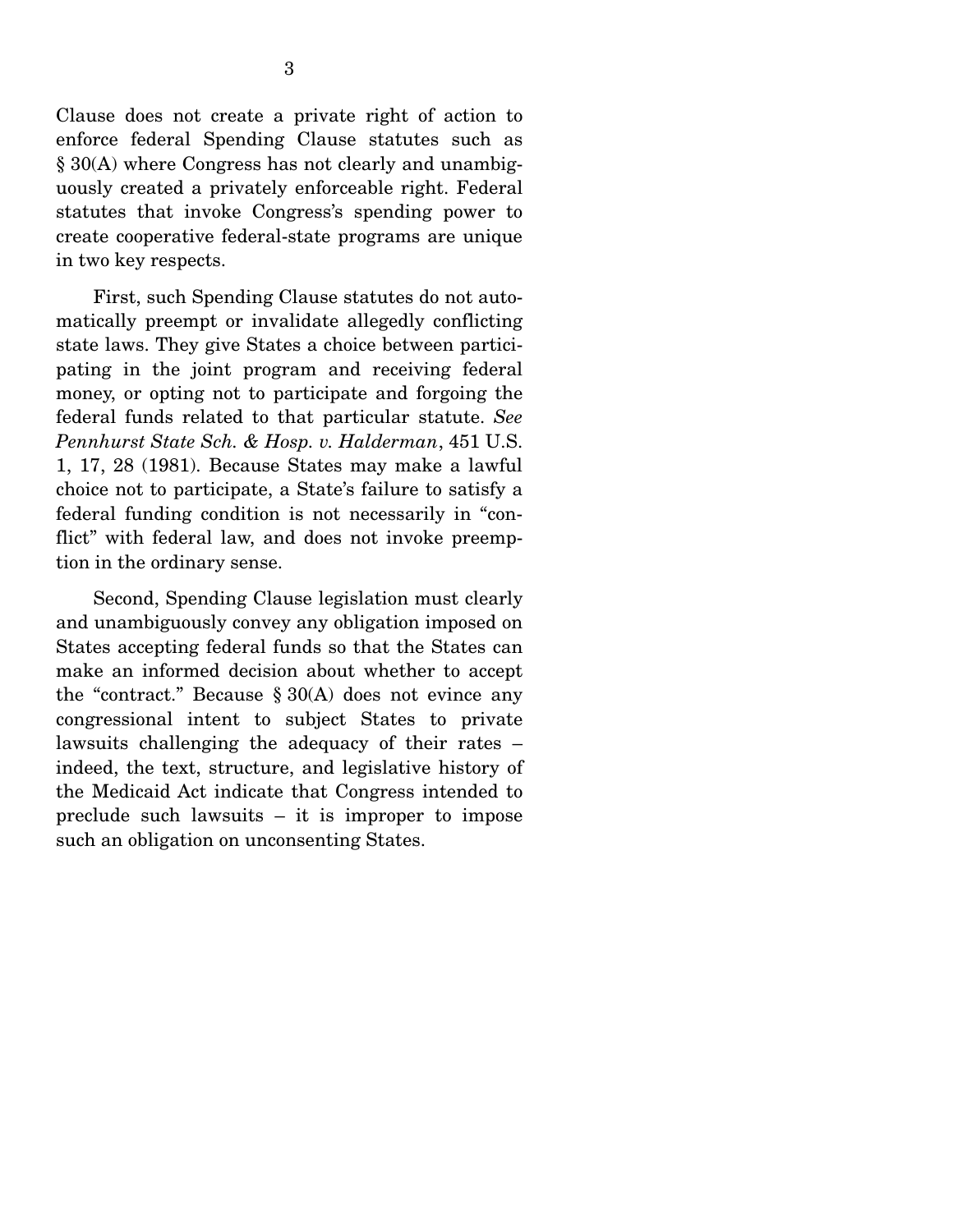Clause does not create a private right of action to enforce federal Spending Clause statutes such as § 30(A) where Congress has not clearly and unambiguously created a privately enforceable right. Federal statutes that invoke Congress's spending power to create cooperative federal-state programs are unique in two key respects.

First, such Spending Clause statutes do not automatically preempt or invalidate allegedly conflicting state laws. They give States a choice between participating in the joint program and receiving federal money, or opting not to participate and forgoing the federal funds related to that particular statute. *See Pennhurst State Sch. & Hosp. v. Halderman*, 451 U.S. 1, 17, 28 (1981). Because States may make a lawful choice not to participate, a State's failure to satisfy a federal funding condition is not necessarily in "conflict" with federal law, and does not invoke preemption in the ordinary sense.

Second, Spending Clause legislation must clearly and unambiguously convey any obligation imposed on States accepting federal funds so that the States can make an informed decision about whether to accept the "contract." Because § 30(A) does not evince any congressional intent to subject States to private lawsuits challenging the adequacy of their rates – indeed, the text, structure, and legislative history of the Medicaid Act indicate that Congress intended to preclude such lawsuits – it is improper to impose such an obligation on unconsenting States.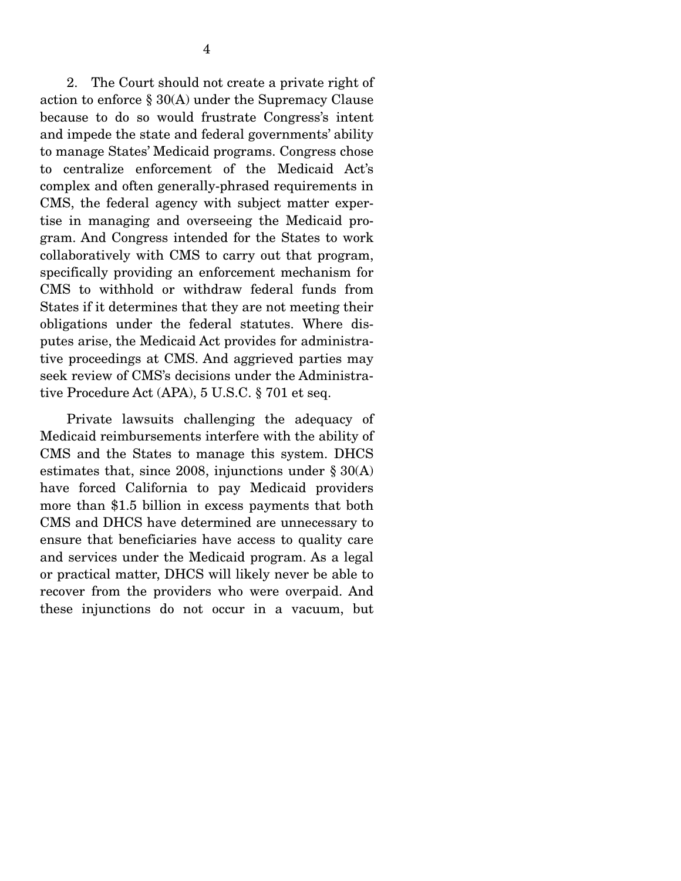2. The Court should not create a private right of action to enforce § 30(A) under the Supremacy Clause because to do so would frustrate Congress's intent and impede the state and federal governments' ability to manage States' Medicaid programs. Congress chose to centralize enforcement of the Medicaid Act's complex and often generally-phrased requirements in CMS, the federal agency with subject matter expertise in managing and overseeing the Medicaid program. And Congress intended for the States to work collaboratively with CMS to carry out that program, specifically providing an enforcement mechanism for CMS to withhold or withdraw federal funds from States if it determines that they are not meeting their obligations under the federal statutes. Where disputes arise, the Medicaid Act provides for administrative proceedings at CMS. And aggrieved parties may seek review of CMS's decisions under the Administrative Procedure Act (APA), 5 U.S.C. § 701 et seq.

Private lawsuits challenging the adequacy of Medicaid reimbursements interfere with the ability of CMS and the States to manage this system. DHCS estimates that, since 2008, injunctions under § 30(A) have forced California to pay Medicaid providers more than $1.5 billion in excess payments that both CMS and DHCS have determined are unnecessary to ensure that beneficiaries have access to quality care and services under the Medicaid program. As a legal or practical matter, DHCS will likely never be able to recover from the providers who were overpaid. And these injunctions do not occur in a vacuum, but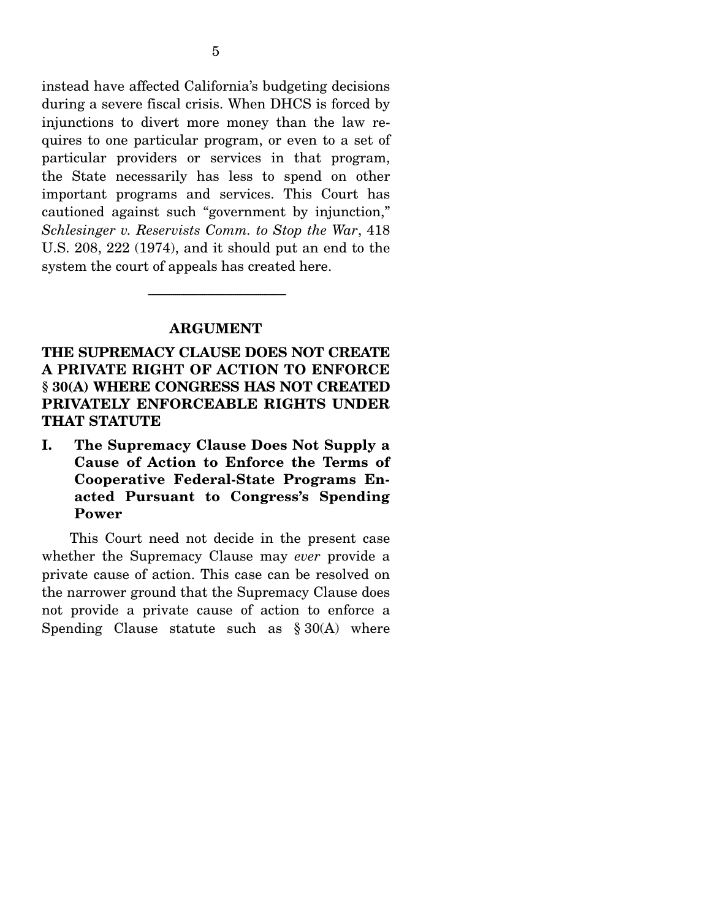instead have affected California's budgeting decisions during a severe fiscal crisis. When DHCS is forced by injunctions to divert more money than the law requires to one particular program, or even to a set of particular providers or services in that program, the State necessarily has less to spend on other important programs and services. This Court has cautioned against such "government by injunction," *Schlesinger v. Reservists Comm. to Stop the War*, 418 U.S. 208, 222 (1974), and it should put an end to the system the court of appeals has created here.

---

## ARGUMENT

## THE SUPREMACY CLAUSE DOES NOT CREATE A PRIVATE RIGHT OF ACTION TO ENFORCE § 30(A) WHERE CONGRESS HAS NOT CREATED PRIVATELY ENFORCEABLE RIGHTS UNDER THAT STATUTE

### I. The Supremacy Clause Does Not Supply a Cause of Action to Enforce the Terms of Cooperative Federal-State Programs Enacted Pursuant to Congress's Spending Power

This Court need not decide in the present case whether the Supremacy Clause may *ever* provide a private cause of action. This case can be resolved on the narrower ground that the Supremacy Clause does not provide a private cause of action to enforce a Spending Clause statute such as § 30(A) where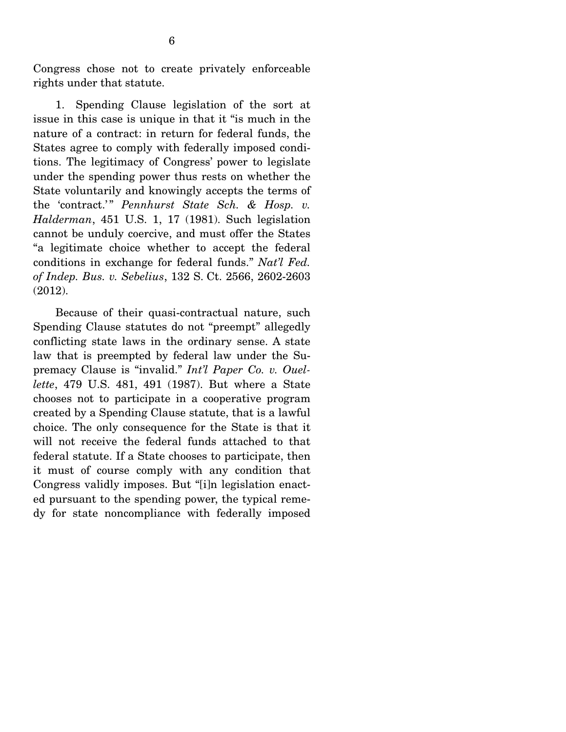Congress chose not to create privately enforceable rights under that statute.

1. Spending Clause legislation of the sort at issue in this case is unique in that it "is much in the nature of a contract: in return for federal funds, the States agree to comply with federally imposed conditions. The legitimacy of Congress' power to legislate under the spending power thus rests on whether the State voluntarily and knowingly accepts the terms of the 'contract.'" *Pennhurst State Sch. & Hosp. v. Halderman*, 451 U.S. 1, 17 (1981). Such legislation cannot be unduly coercive, and must offer the States "a legitimate choice whether to accept the federal conditions in exchange for federal funds." *Nat'l Fed. of Indep. Bus. v. Sebelius*, 132 S. Ct. 2566, 2602-2603 (2012).

Because of their quasi-contractual nature, such Spending Clause statutes do not "preempt" allegedly conflicting state laws in the ordinary sense. A state law that is preempted by federal law under the Supremacy Clause is "invalid." *Int'l Paper Co. v. Ouellette*, 479 U.S. 481, 491 (1987). But where a State chooses not to participate in a cooperative program created by a Spending Clause statute, that is a lawful choice. The only consequence for the State is that it will not receive the federal funds attached to that federal statute. If a State chooses to participate, then it must of course comply with any condition that Congress validly imposes. But "[i]n legislation enacted pursuant to the spending power, the typical remedy for state noncompliance with federally imposed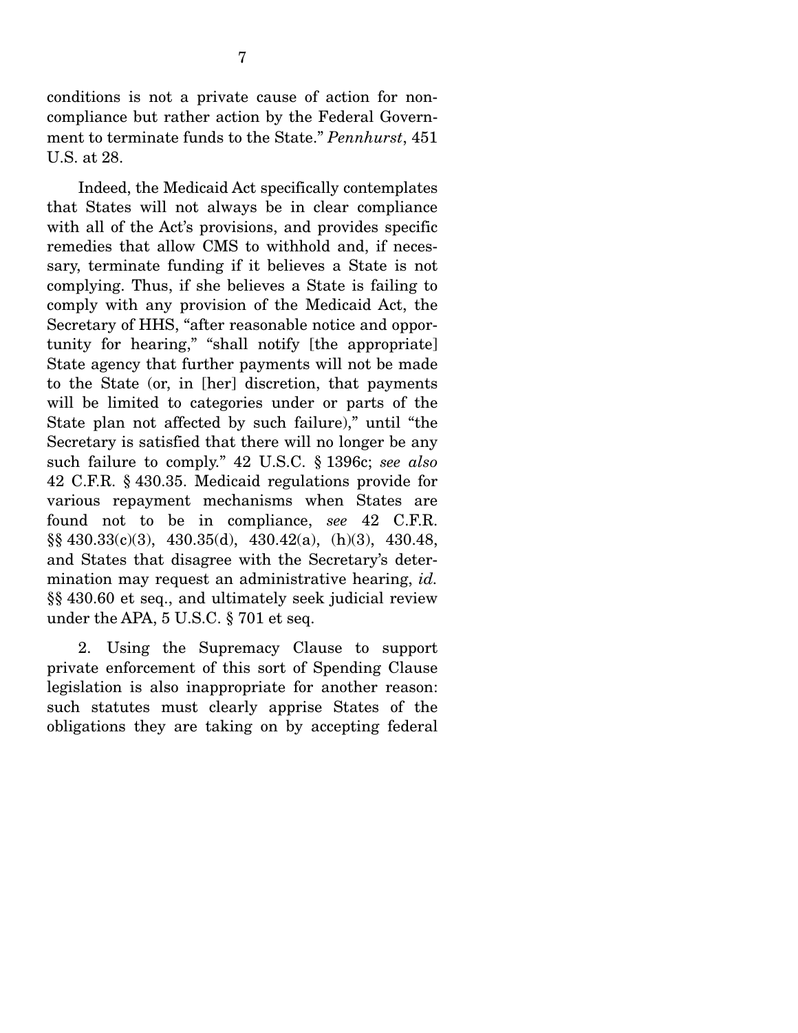conditions is not a private cause of action for noncompliance but rather action by the Federal Government to terminate funds to the State." *Pennhurst*, 451 U.S. at 28.

Indeed, the Medicaid Act specifically contemplates that States will not always be in clear compliance with all of the Act's provisions, and provides specific remedies that allow CMS to withhold and, if necessary, terminate funding if it believes a State is not complying. Thus, if she believes a State is failing to comply with any provision of the Medicaid Act, the Secretary of HHS, "after reasonable notice and opportunity for hearing," "shall notify [the appropriate] State agency that further payments will not be made to the State (or, in [her] discretion, that payments will be limited to categories under or parts of the State plan not affected by such failure)," until "the Secretary is satisfied that there will no longer be any such failure to comply." 42 U.S.C. § 1396c; *see also* 42 C.F.R. § 430.35. Medicaid regulations provide for various repayment mechanisms when States are found not to be in compliance, *see* 42 C.F.R. §§ 430.33(c)(3), 430.35(d), 430.42(a), (h)(3), 430.48, and States that disagree with the Secretary's determination may request an administrative hearing, *id.* §§ 430.60 et seq., and ultimately seek judicial review under the APA, 5 U.S.C. § 701 et seq.

2. Using the Supremacy Clause to support private enforcement of this sort of Spending Clause legislation is also inappropriate for another reason: such statutes must clearly apprise States of the obligations they are taking on by accepting federal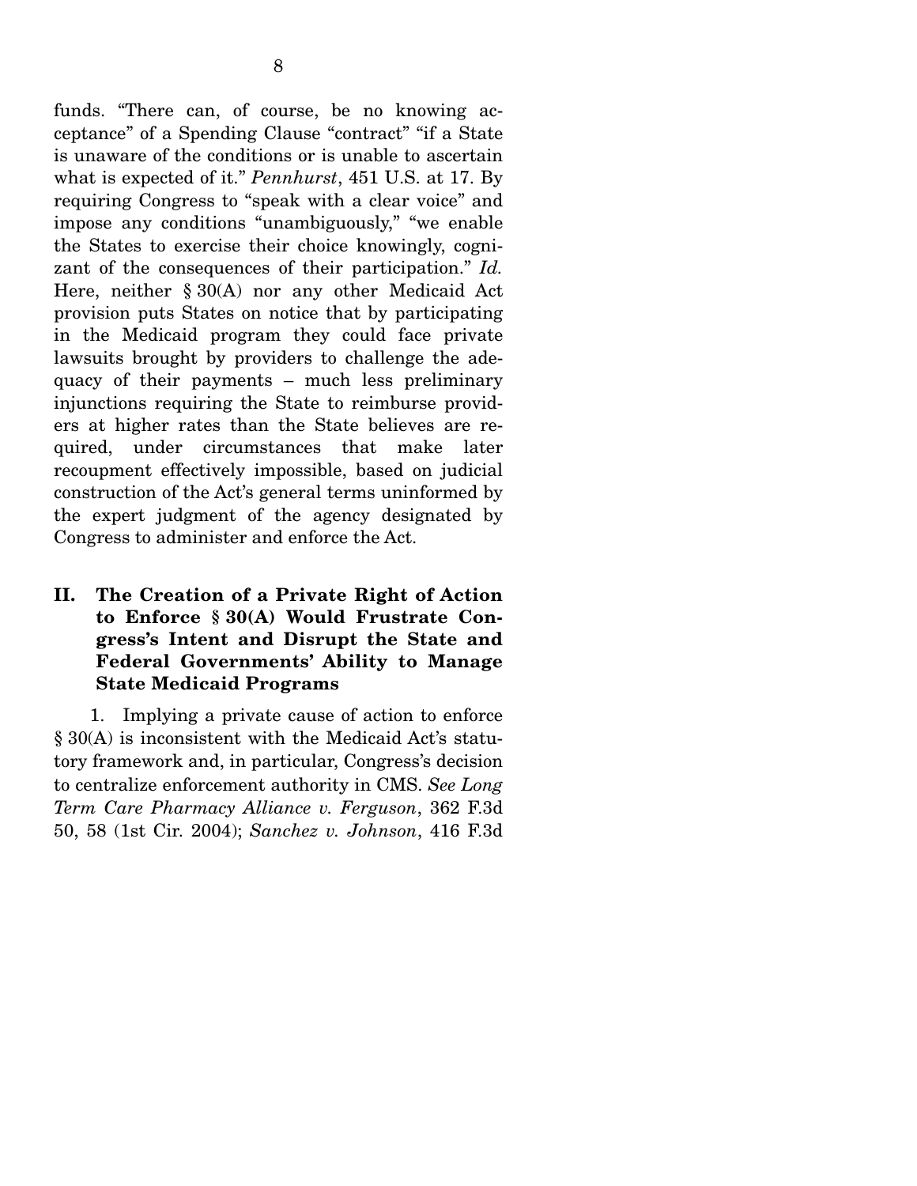funds. "There can, of course, be no knowing acceptance" of a Spending Clause "contract" "if a State is unaware of the conditions or is unable to ascertain what is expected of it." *Pennhurst*, 451 U.S. at 17. By requiring Congress to "speak with a clear voice" and impose any conditions "unambiguously," "we enable the States to exercise their choice knowingly, cognizant of the consequences of their participation." *Id.* Here, neither § 30(A) nor any other Medicaid Act provision puts States on notice that by participating in the Medicaid program they could face private lawsuits brought by providers to challenge the adequacy of their payments – much less preliminary injunctions requiring the State to reimburse providers at higher rates than the State believes are required, under circumstances that make later recoupment effectively impossible, based on judicial construction of the Act's general terms uninformed by the expert judgment of the agency designated by Congress to administer and enforce the Act.

## II. The Creation of a Private Right of Action to Enforce § 30(A) Would Frustrate Congress's Intent and Disrupt the State and Federal Governments' Ability to Manage State Medicaid Programs

1. Implying a private cause of action to enforce § 30(A) is inconsistent with the Medicaid Act's statutory framework and, in particular, Congress's decision to centralize enforcement authority in CMS. *See Long Term Care Pharmacy Alliance v. Ferguson*, 362 F.3d 50, 58 (1st Cir. 2004); *Sanchez v. Johnson*, 416 F.3d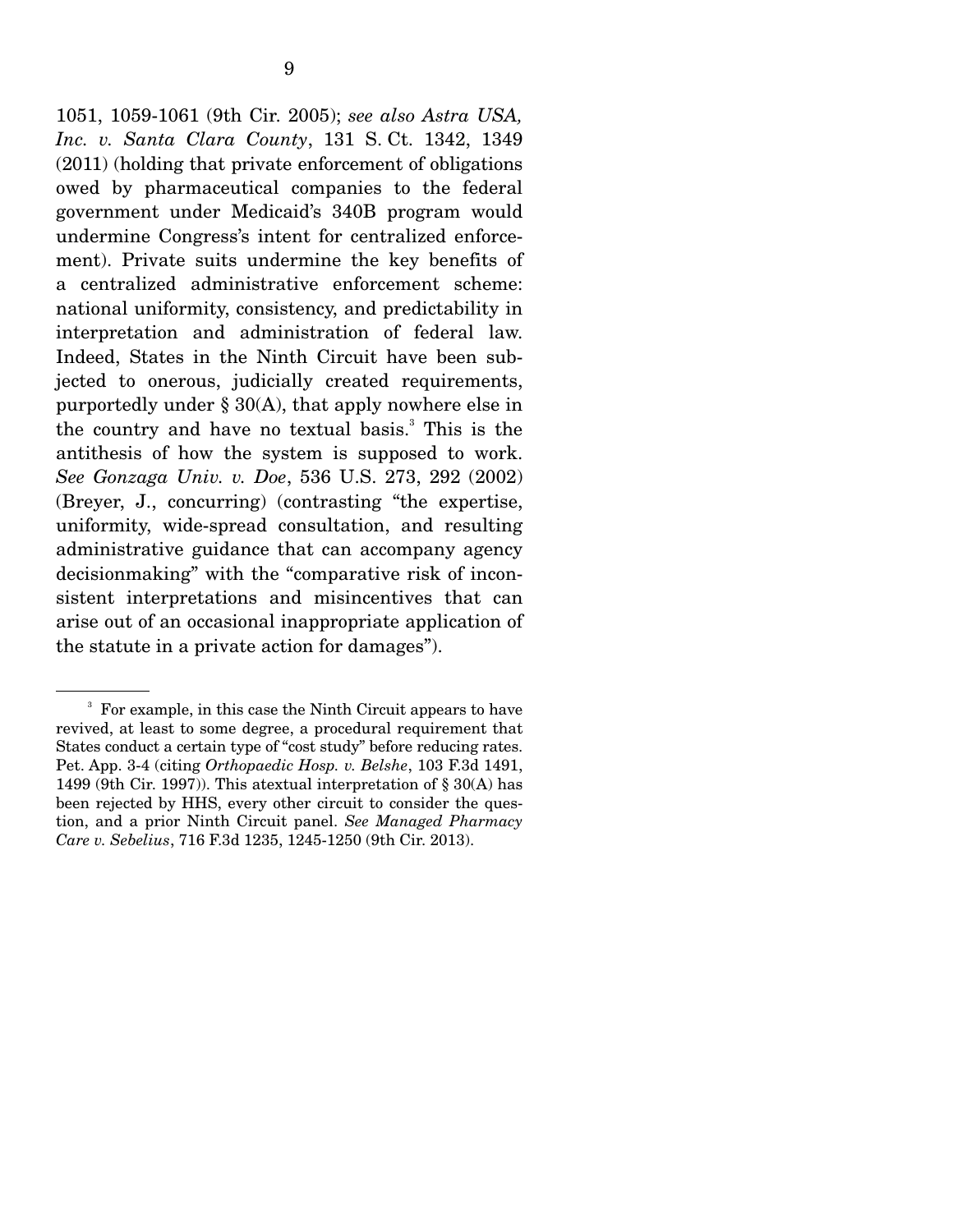1051, 1059-1061 (9th Cir. 2005); *see also Astra USA, Inc. v. Santa Clara County*, 131 S. Ct. 1342, 1349 (2011) (holding that private enforcement of obligations owed by pharmaceutical companies to the federal government under Medicaid's 340B program would undermine Congress's intent for centralized enforcement). Private suits undermine the key benefits of a centralized administrative enforcement scheme: national uniformity, consistency, and predictability in interpretation and administration of federal law. Indeed, States in the Ninth Circuit have been subjected to onerous, judicially created requirements, purportedly under § 30(A), that apply nowhere else in the country and have no textual basis.[3] This is the antithesis of how the system is supposed to work. *See Gonzaga Univ. v. Doe*, 536 U.S. 273, 292 (2002) (Breyer, J., concurring) (contrasting "the expertise, uniformity, wide-spread consultation, and resulting administrative guidance that can accompany agency decisionmaking" with the "comparative risk of inconsistent interpretations and misincentives that can arise out of an occasional inappropriate application of the statute in a private action for damages").

---

[3] For example, in this case the Ninth Circuit appears to have revived, at least to some degree, a procedural requirement that States conduct a certain type of "cost study" before reducing rates. Pet. App. 3-4 (citing *Orthopaedic Hosp. v. Belshe*, 103 F.3d 1491, 1499 (9th Cir. 1997)). This atextual interpretation of § 30(A) has been rejected by HHS, every other circuit to consider the question, and a prior Ninth Circuit panel. *See Managed Pharmacy Care v. Sebelius*, 716 F.3d 1235, 1245-1250 (9th Cir. 2013).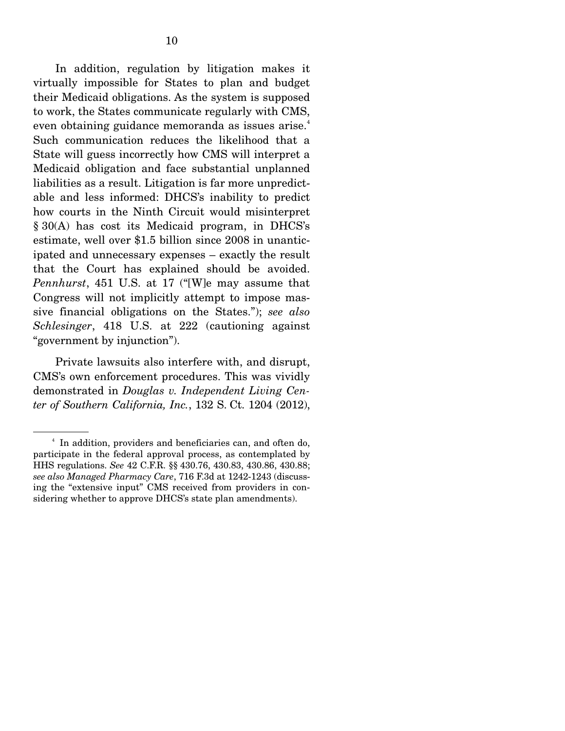In addition, regulation by litigation makes it virtually impossible for States to plan and budget their Medicaid obligations. As the system is supposed to work, the States communicate regularly with CMS, even obtaining guidance memoranda as issues arise.[4] Such communication reduces the likelihood that a State will guess incorrectly how CMS will interpret a Medicaid obligation and face substantial unplanned liabilities as a result. Litigation is far more unpredictable and less informed: DHCS's inability to predict how courts in the Ninth Circuit would misinterpret § 30(A) has cost its Medicaid program, in DHCS's estimate, well over $1.5 billion since 2008 in unanticipated and unnecessary expenses – exactly the result that the Court has explained should be avoided. *Pennhurst*, 451 U.S. at 17 ("[W]e may assume that Congress will not implicitly attempt to impose massive financial obligations on the States."); *see also Schlesinger*, 418 U.S. at 222 (cautioning against "government by injunction").

Private lawsuits also interfere with, and disrupt, CMS's own enforcement procedures. This was vividly demonstrated in *Douglas v. Independent Living Center of Southern California, Inc.*, 132 S. Ct. 1204 (2012),

---

[4] In addition, providers and beneficiaries can, and often do, participate in the federal approval process, as contemplated by HHS regulations. *See* 42 C.F.R. §§ 430.76, 430.83, 430.86, 430.88; *see also Managed Pharmacy Care*, 716 F.3d at 1242-1243 (discussing the "extensive input" CMS received from providers in considering whether to approve DHCS's state plan amendments).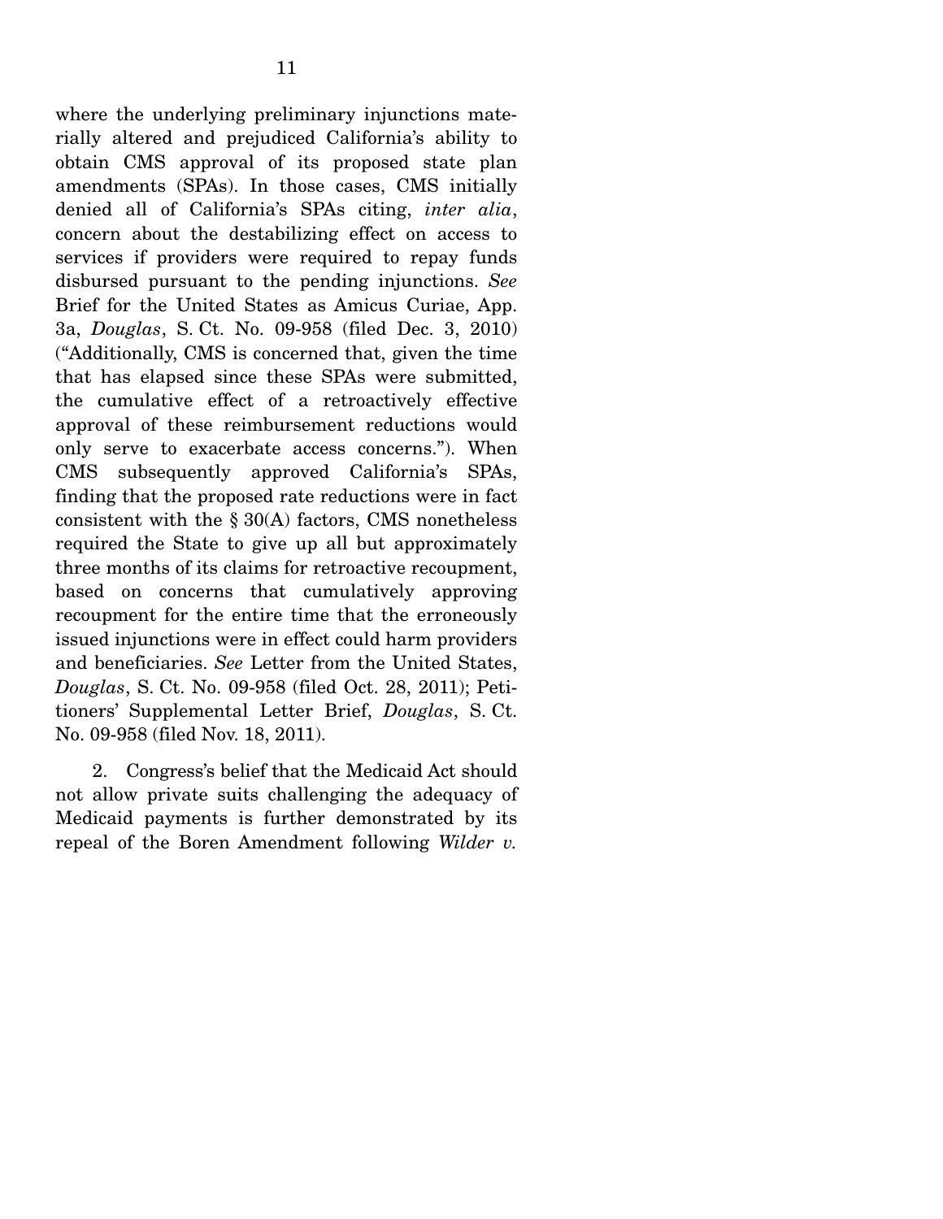where the underlying preliminary injunctions materially altered and prejudiced California's ability to obtain CMS approval of its proposed state plan amendments (SPAs). In those cases, CMS initially denied all of California's SPAs citing, *inter alia*, concern about the destabilizing effect on access to services if providers were required to repay funds disbursed pursuant to the pending injunctions. *See* Brief for the United States as Amicus Curiae, App. 3a, *Douglas*, S. Ct. No. 09-958 (filed Dec. 3, 2010) ("Additionally, CMS is concerned that, given the time that has elapsed since these SPAs were submitted, the cumulative effect of a retroactively effective approval of these reimbursement reductions would only serve to exacerbate access concerns."). When CMS subsequently approved California's SPAs, finding that the proposed rate reductions were in fact consistent with the § 30(A) factors, CMS nonetheless required the State to give up all but approximately three months of its claims for retroactive recoupment, based on concerns that cumulatively approving recoupment for the entire time that the erroneously issued injunctions were in effect could harm providers and beneficiaries. *See* Letter from the United States, *Douglas*, S. Ct. No. 09-958 (filed Oct. 28, 2011); Petitioners' Supplemental Letter Brief, *Douglas*, S. Ct. No. 09-958 (filed Nov. 18, 2011).

2. Congress's belief that the Medicaid Act should not allow private suits challenging the adequacy of Medicaid payments is further demonstrated by its repeal of the Boren Amendment following *Wilder v.*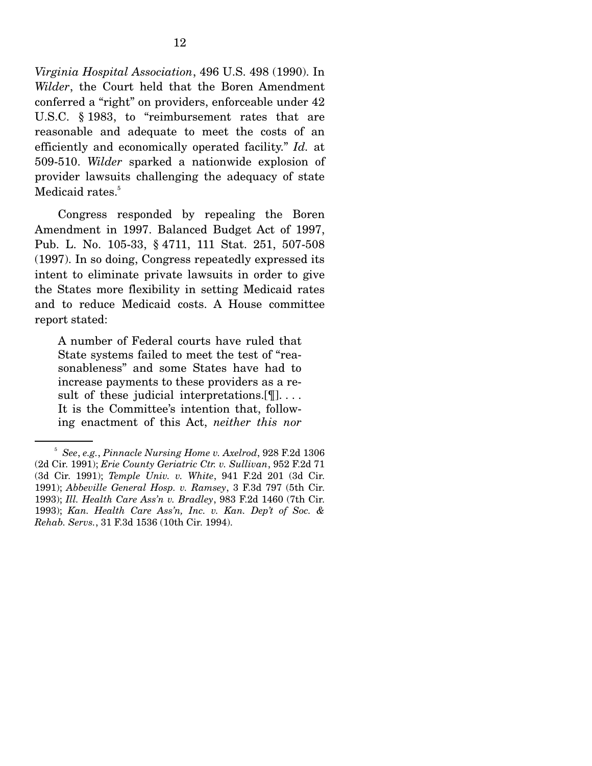*Virginia Hospital Association*, 496 U.S. 498 (1990). In *Wilder*, the Court held that the Boren Amendment conferred a "right" on providers, enforceable under 42 U.S.C. § 1983, to "reimbursement rates that are reasonable and adequate to meet the costs of an efficiently and economically operated facility." *Id.* at 509-510. *Wilder* sparked a nationwide explosion of provider lawsuits challenging the adequacy of state Medicaid rates.[5]

Congress responded by repealing the Boren Amendment in 1997. Balanced Budget Act of 1997, Pub. L. No. 105-33, § 4711, 111 Stat. 251, 507-508 (1997). In so doing, Congress repeatedly expressed its intent to eliminate private lawsuits in order to give the States more flexibility in setting Medicaid rates and to reduce Medicaid costs. A House committee report stated:

> A number of Federal courts have ruled that State systems failed to meet the test of "reasonableness" and some States have had to increase payments to these providers as a result of these judicial interpretations.[¶]. . . . It is the Committee's intention that, following enactment of this Act, *neither this nor*

---

[5] *See*, *e.g.*, *Pinnacle Nursing Home v. Axelrod*, 928 F.2d 1306 (2d Cir. 1991); *Erie County Geriatric Ctr. v. Sullivan*, 952 F.2d 71 (3d Cir. 1991); *Temple Univ. v. White*, 941 F.2d 201 (3d Cir. 1991); *Abbeville General Hosp. v. Ramsey*, 3 F.3d 797 (5th Cir. 1993); *Ill. Health Care Ass'n v. Bradley*, 983 F.2d 1460 (7th Cir. 1993); *Kan. Health Care Ass'n, Inc. v. Kan. Dep't of Soc. & Rehab. Servs.*, 31 F.3d 1536 (10th Cir. 1994).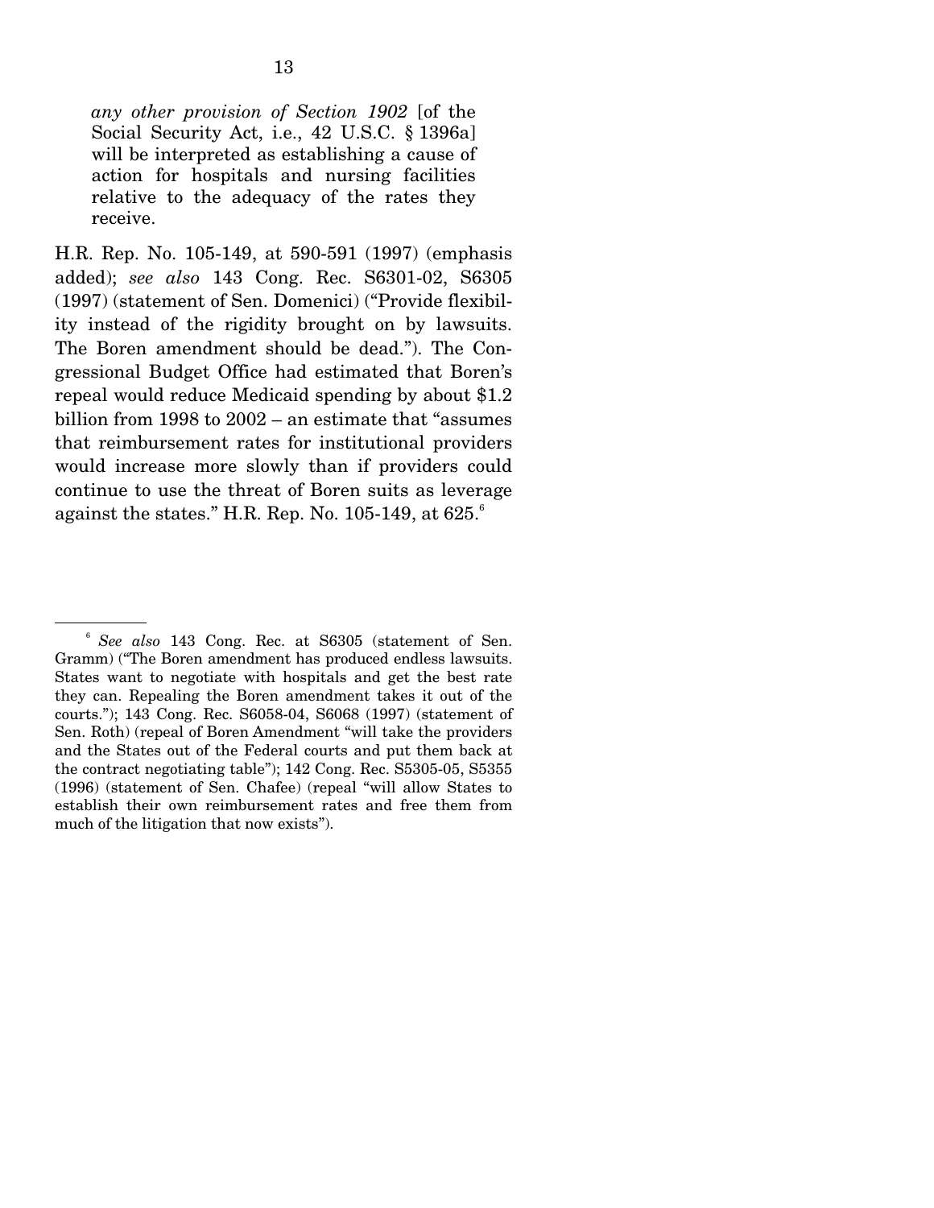> *any other provision of Section 1902* [of the Social Security Act, i.e., 42 U.S.C. § 1396a] will be interpreted as establishing a cause of action for hospitals and nursing facilities relative to the adequacy of the rates they receive.

H.R. Rep. No. 105-149, at 590-591 (1997) (emphasis added); *see also* 143 Cong. Rec. S6301-02, S6305 (1997) (statement of Sen. Domenici) ("Provide flexibility instead of the rigidity brought on by lawsuits. The Boren amendment should be dead."). The Congressional Budget Office had estimated that Boren's repeal would reduce Medicaid spending by about $1.2 billion from 1998 to 2002 – an estimate that "assumes that reimbursement rates for institutional providers would increase more slowly than if providers could continue to use the threat of Boren suits as leverage against the states." H.R. Rep. No. 105-149, at 625.[6]

[6] *See also* 143 Cong. Rec. at S6305 (statement of Sen. Gramm) ("The Boren amendment has produced endless lawsuits. States want to negotiate with hospitals and get the best rate they can. Repealing the Boren amendment takes it out of the courts."); 143 Cong. Rec. S6058-04, S6068 (1997) (statement of Sen. Roth) (repeal of Boren Amendment "will take the providers and the States out of the Federal courts and put them back at the contract negotiating table"); 142 Cong. Rec. S5305-05, S5355 (1996) (statement of Sen. Chafee) (repeal "will allow States to establish their own reimbursement rates and free them from much of the litigation that now exists").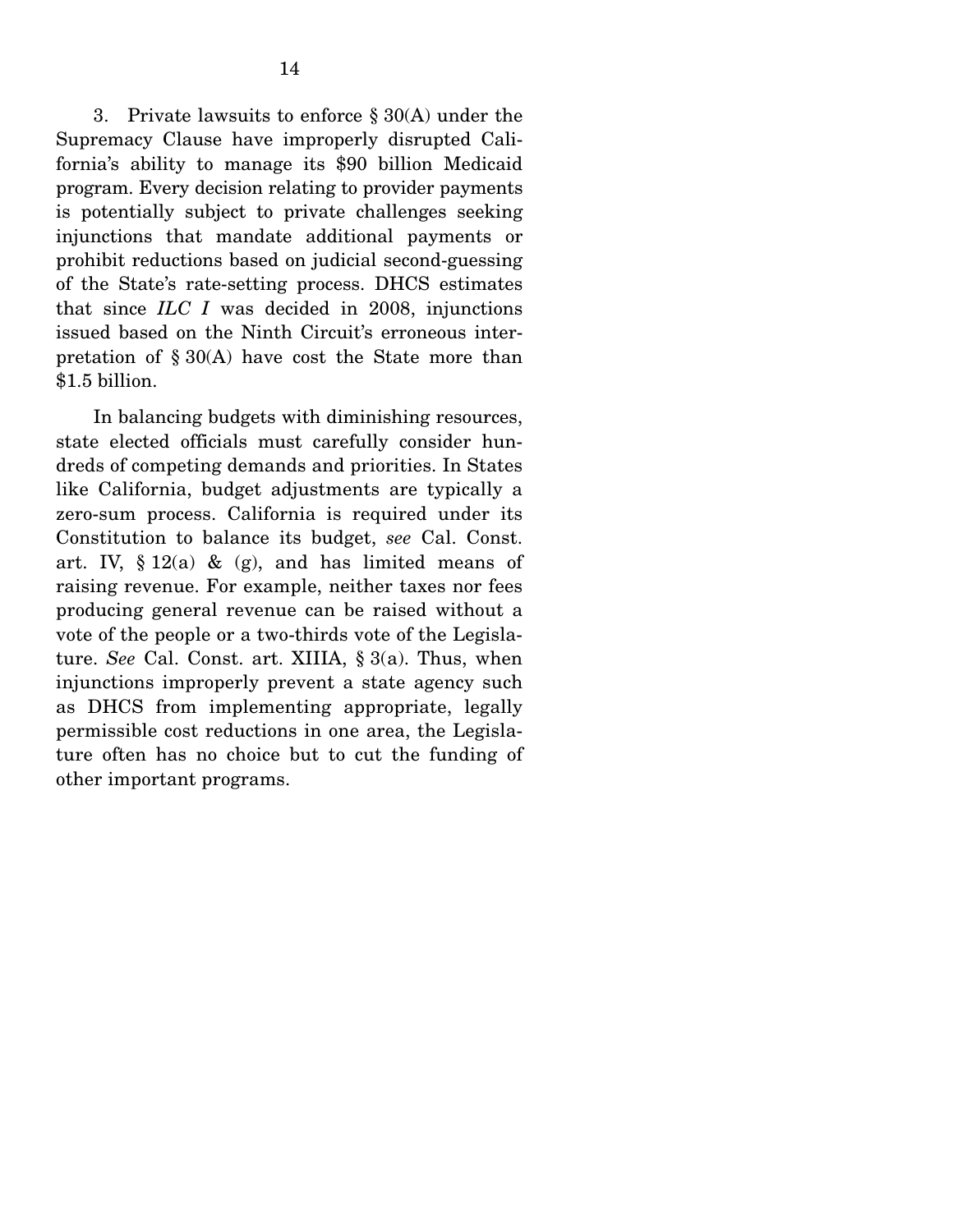3. Private lawsuits to enforce § 30(A) under the Supremacy Clause have improperly disrupted California's ability to manage its $90 billion Medicaid program. Every decision relating to provider payments is potentially subject to private challenges seeking injunctions that mandate additional payments or prohibit reductions based on judicial second-guessing of the State's rate-setting process. DHCS estimates that since *ILC I* was decided in 2008, injunctions issued based on the Ninth Circuit's erroneous interpretation of § 30(A) have cost the State more than $1.5 billion.

In balancing budgets with diminishing resources, state elected officials must carefully consider hundreds of competing demands and priorities. In States like California, budget adjustments are typically a zero-sum process. California is required under its Constitution to balance its budget, *see* Cal. Const. art. IV, § 12(a) & (g), and has limited means of raising revenue. For example, neither taxes nor fees producing general revenue can be raised without a vote of the people or a two-thirds vote of the Legislature. *See* Cal. Const. art. XIIIA, § 3(a). Thus, when injunctions improperly prevent a state agency such as DHCS from implementing appropriate, legally permissible cost reductions in one area, the Legislature often has no choice but to cut the funding of other important programs.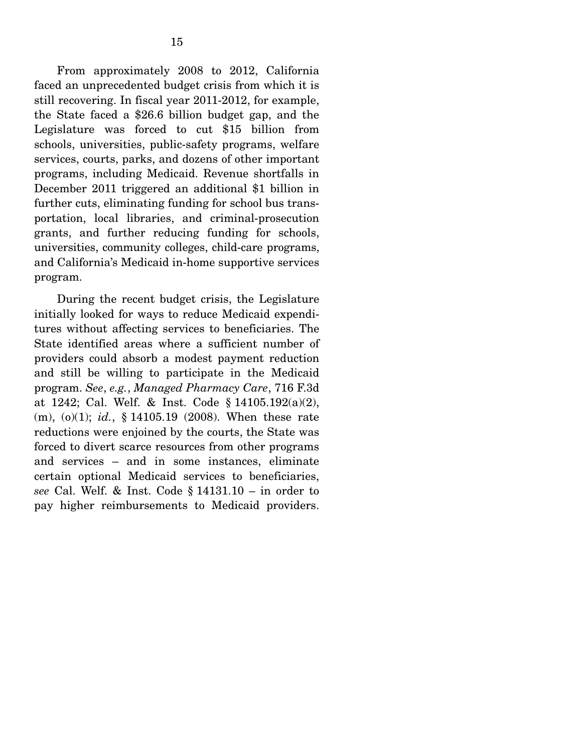From approximately 2008 to 2012, California faced an unprecedented budget crisis from which it is still recovering. In fiscal year 2011-2012, for example, the State faced a $26.6 billion budget gap, and the Legislature was forced to cut $15 billion from schools, universities, public-safety programs, welfare services, courts, parks, and dozens of other important programs, including Medicaid. Revenue shortfalls in December 2011 triggered an additional $1 billion in further cuts, eliminating funding for school bus transportation, local libraries, and criminal-prosecution grants, and further reducing funding for schools, universities, community colleges, child-care programs, and California's Medicaid in-home supportive services program.

During the recent budget crisis, the Legislature initially looked for ways to reduce Medicaid expenditures without affecting services to beneficiaries. The State identified areas where a sufficient number of providers could absorb a modest payment reduction and still be willing to participate in the Medicaid program. *See*, *e.g.*, *Managed Pharmacy Care*, 716 F.3d at 1242; Cal. Welf. & Inst. Code § 14105.192(a)(2), (m), (o)(1); *id.*, § 14105.19 (2008). When these rate reductions were enjoined by the courts, the State was forced to divert scarce resources from other programs and services – and in some instances, eliminate certain optional Medicaid services to beneficiaries, *see* Cal. Welf. & Inst. Code § 14131.10 – in order to pay higher reimbursements to Medicaid providers.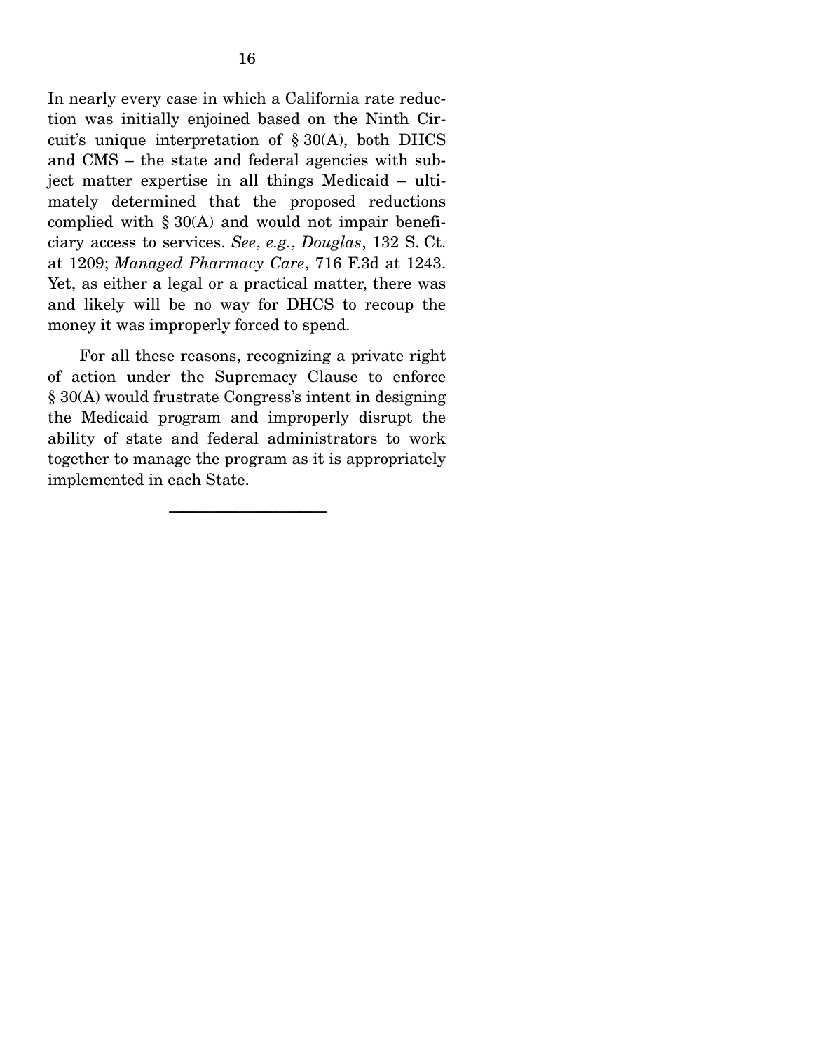In nearly every case in which a California rate reduction was initially enjoined based on the Ninth Circuit's unique interpretation of § 30(A), both DHCS and CMS – the state and federal agencies with subject matter expertise in all things Medicaid – ultimately determined that the proposed reductions complied with § 30(A) and would not impair beneficiary access to services. *See*, *e.g.*, *Douglas*, 132 S. Ct. at 1209; *Managed Pharmacy Care*, 716 F.3d at 1243. Yet, as either a legal or a practical matter, there was and likely will be no way for DHCS to recoup the money it was improperly forced to spend.

For all these reasons, recognizing a private right of action under the Supremacy Clause to enforce § 30(A) would frustrate Congress's intent in designing the Medicaid program and improperly disrupt the ability of state and federal administrators to work together to manage the program as it is appropriately implemented in each State.

---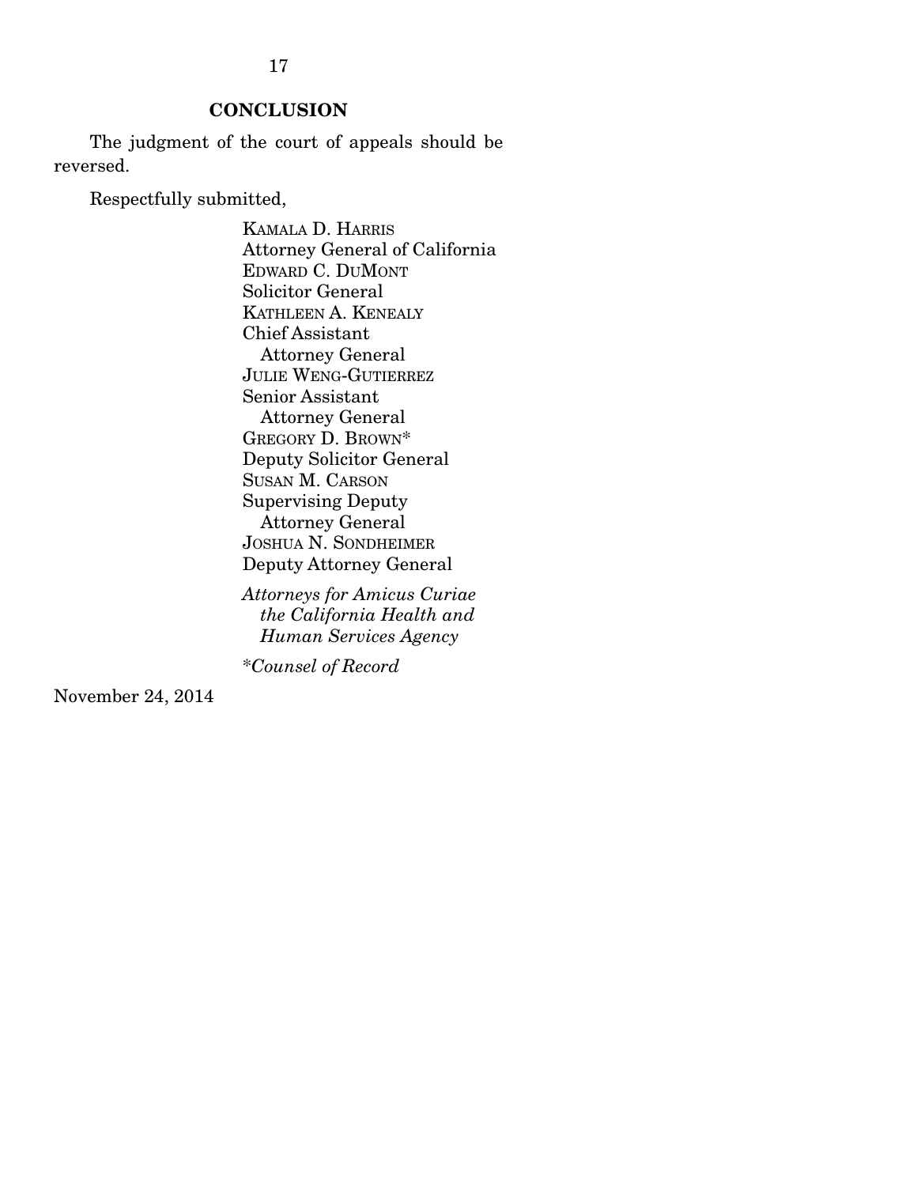## CONCLUSION

The judgment of the court of appeals should be reversed.

Respectfully submitted,

KAMALA D. HARRIS
Attorney General of California
EDWARD C. DUMONT
Solicitor General
KATHLEEN A. KENEALY
Chief Assistant
Attorney General
JULIE WENG-GUTIERREZ
Senior Assistant
Attorney General
GREGORY D. BROWN*
Deputy Solicitor General
SUSAN M. CARSON
Supervising Deputy
Attorney General
JOSHUA N. SONDHEIMER
Deputy Attorney General

*Attorneys for Amicus Curiae the California Health and Human Services Agency*

*\*Counsel of Record*

November 24, 2014